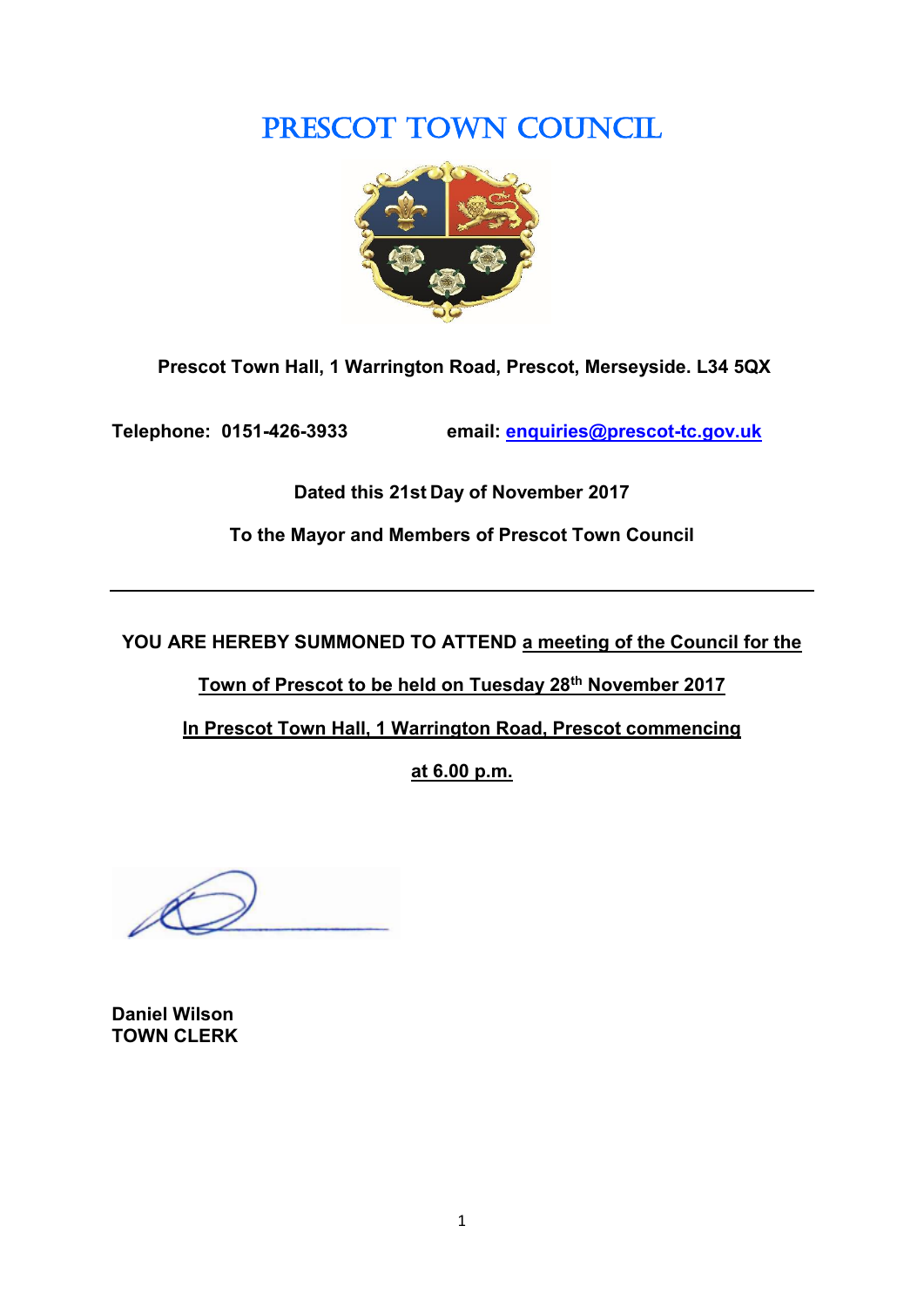# PRESCOT TOWN COUNCIL

**Prescot Town Hall, 1 Warrington Road, Prescot, Merseyside. L34 5QX**

**Telephone: 0151-426-3933** **email: enquiries@prescot-tc.gov.uk**

**Dated this 21st Day of November 2017**

**To the Mayor and Members of Prescot Town Council**

---

**YOU ARE HEREBY SUMMONED TO ATTEND a meeting of the Council for the Town of Prescot to be held on Tuesday 28th November 2017 In Prescot Town Hall, 1 Warrington Road, Prescot commencing at 6.00 p.m.**

**Daniel Wilson**
**TOWN CLERK**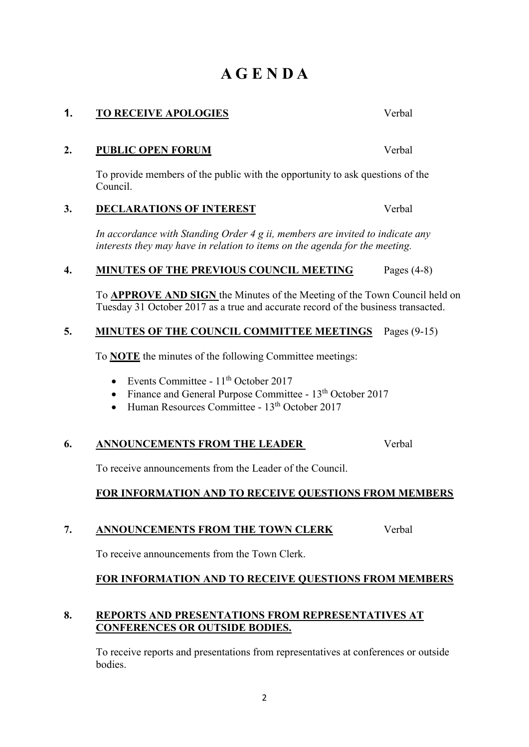# A G E N D A

**1. TO RECEIVE APOLOGIES** Verbal

**2. PUBLIC OPEN FORUM** Verbal

To provide members of the public with the opportunity to ask questions of the Council.

**3. DECLARATIONS OF INTEREST** Verbal

*In accordance with Standing Order 4 g ii, members are invited to indicate any interests they may have in relation to items on the agenda for the meeting.*

**4. MINUTES OF THE PREVIOUS COUNCIL MEETING** Pages (4-8)

To **APPROVE AND SIGN** the Minutes of the Meeting of the Town Council held on Tuesday 31 October 2017 as a true and accurate record of the business transacted.

**5. MINUTES OF THE COUNCIL COMMITTEE MEETINGS** Pages (9-15)

To **NOTE** the minutes of the following Committee meetings:

- Events Committee - 11th October 2017
- Finance and General Purpose Committee - 13th October 2017
- Human Resources Committee - 13th October 2017

**6. ANNOUNCEMENTS FROM THE LEADER** Verbal

To receive announcements from the Leader of the Council.

**FOR INFORMATION AND TO RECEIVE QUESTIONS FROM MEMBERS**

**7. ANNOUNCEMENTS FROM THE TOWN CLERK** Verbal

To receive announcements from the Town Clerk.

**FOR INFORMATION AND TO RECEIVE QUESTIONS FROM MEMBERS**

**8. REPORTS AND PRESENTATIONS FROM REPRESENTATIVES AT CONFERENCES OR OUTSIDE BODIES.**

To receive reports and presentations from representatives at conferences or outside bodies.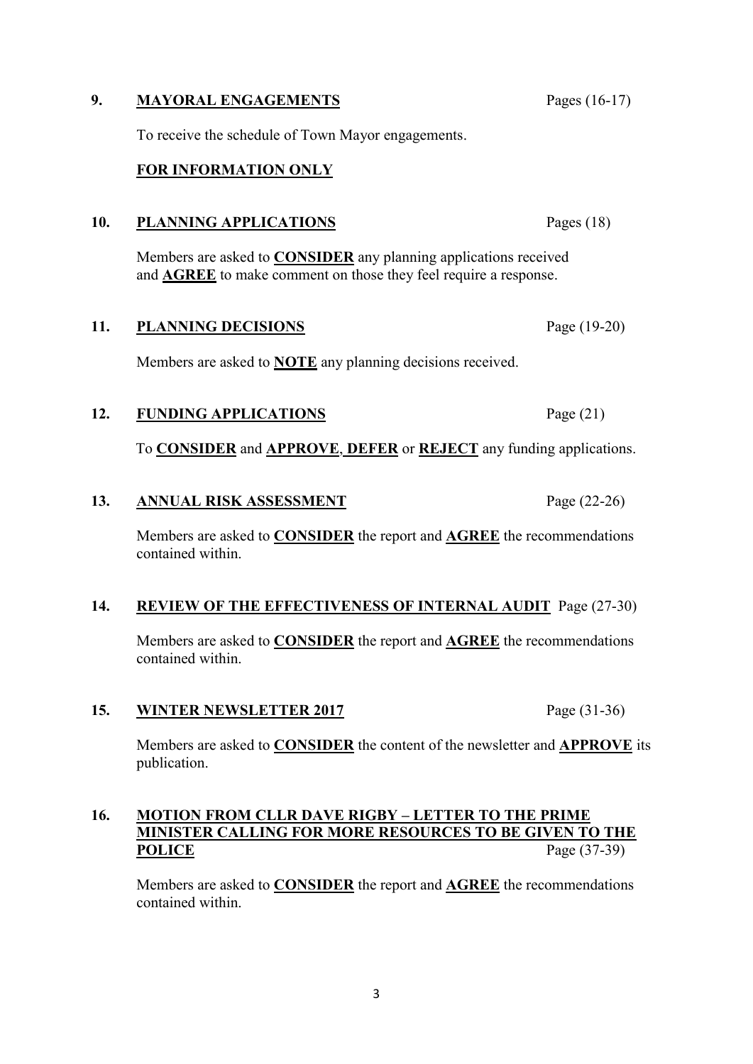**9. MAYORAL ENGAGEMENTS** Pages (16-17)

To receive the schedule of Town Mayor engagements.

**FOR INFORMATION ONLY**

**10. PLANNING APPLICATIONS** Pages (18)

Members are asked to **CONSIDER** any planning applications received and **AGREE** to make comment on those they feel require a response.

**11. PLANNING DECISIONS** Page (19-20)

Members are asked to **NOTE** any planning decisions received.

**12. FUNDING APPLICATIONS** Page (21)

To **CONSIDER** and **APPROVE**, **DEFER** or **REJECT** any funding applications.

**13. ANNUAL RISK ASSESSMENT** Page (22-26)

Members are asked to **CONSIDER** the report and **AGREE** the recommendations contained within.

**14. REVIEW OF THE EFFECTIVENESS OF INTERNAL AUDIT** Page (27-30)

Members are asked to **CONSIDER** the report and **AGREE** the recommendations contained within.

**15. WINTER NEWSLETTER 2017** Page (31-36)

Members are asked to **CONSIDER** the content of the newsletter and **APPROVE** its publication.

**16. MOTION FROM CLLR DAVE RIGBY – LETTER TO THE PRIME MINISTER CALLING FOR MORE RESOURCES TO BE GIVEN TO THE POLICE** Page (37-39)

Members are asked to **CONSIDER** the report and **AGREE** the recommendations contained within.